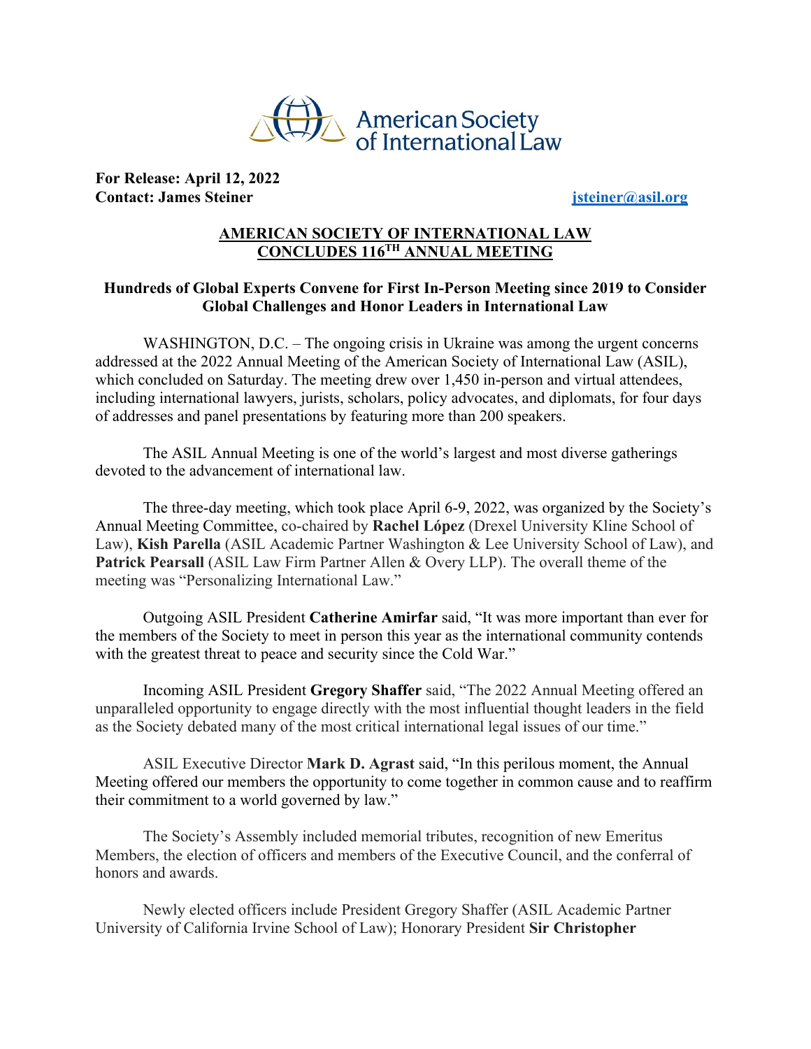American Society of International Law

**For Release: April 12, 2022**
**Contact: James Steiner** [jsteiner@asil.org](mailto:jsteiner@asil.org)

# AMERICAN SOCIETY OF INTERNATIONAL LAW CONCLUDES 116TH ANNUAL MEETING

## Hundreds of Global Experts Convene for First In-Person Meeting since 2019 to Consider Global Challenges and Honor Leaders in International Law

WASHINGTON, D.C. – The ongoing crisis in Ukraine was among the urgent concerns addressed at the 2022 Annual Meeting of the American Society of International Law (ASIL), which concluded on Saturday. The meeting drew over 1,450 in-person and virtual attendees, including international lawyers, jurists, scholars, policy advocates, and diplomats, for four days of addresses and panel presentations by featuring more than 200 speakers.

The ASIL Annual Meeting is one of the world's largest and most diverse gatherings devoted to the advancement of international law.

The three-day meeting, which took place April 6-9, 2022, was organized by the Society's Annual Meeting Committee, co-chaired by **Rachel López** (Drexel University Kline School of Law), **Kish Parella** (ASIL Academic Partner Washington & Lee University School of Law), and **Patrick Pearsall** (ASIL Law Firm Partner Allen & Overy LLP). The overall theme of the meeting was "Personalizing International Law."

Outgoing ASIL President **Catherine Amirfar** said, "It was more important than ever for the members of the Society to meet in person this year as the international community contends with the greatest threat to peace and security since the Cold War."

Incoming ASIL President **Gregory Shaffer** said, "The 2022 Annual Meeting offered an unparalleled opportunity to engage directly with the most influential thought leaders in the field as the Society debated many of the most critical international legal issues of our time."

ASIL Executive Director **Mark D. Agrast** said, "In this perilous moment, the Annual Meeting offered our members the opportunity to come together in common cause and to reaffirm their commitment to a world governed by law."

The Society's Assembly included memorial tributes, recognition of new Emeritus Members, the election of officers and members of the Executive Council, and the conferral of honors and awards.

Newly elected officers include President Gregory Shaffer (ASIL Academic Partner University of California Irvine School of Law); Honorary President **Sir Christopher**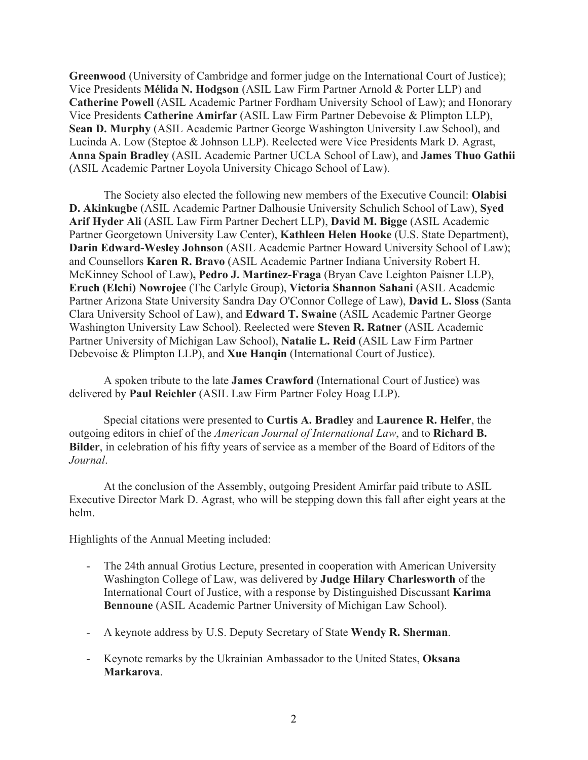**Greenwood** (University of Cambridge and former judge on the International Court of Justice); Vice Presidents **Mélida N. Hodgson** (ASIL Law Firm Partner Arnold & Porter LLP) and **Catherine Powell** (ASIL Academic Partner Fordham University School of Law); and Honorary Vice Presidents **Catherine Amirfar** (ASIL Law Firm Partner Debevoise & Plimpton LLP), **Sean D. Murphy** (ASIL Academic Partner George Washington University Law School), and Lucinda A. Low (Steptoe & Johnson LLP). Reelected were Vice Presidents Mark D. Agrast, **Anna Spain Bradley** (ASIL Academic Partner UCLA School of Law), and **James Thuo Gathii** (ASIL Academic Partner Loyola University Chicago School of Law).

The Society also elected the following new members of the Executive Council: **Olabisi D. Akinkugbe** (ASIL Academic Partner Dalhousie University Schulich School of Law), **Syed Arif Hyder Ali** (ASIL Law Firm Partner Dechert LLP), **David M. Bigge** (ASIL Academic Partner Georgetown University Law Center), **Kathleen Helen Hooke** (U.S. State Department), **Darin Edward-Wesley Johnson** (ASIL Academic Partner Howard University School of Law); and Counsellors **Karen R. Bravo** (ASIL Academic Partner Indiana University Robert H. McKinney School of Law)**, Pedro J. Martinez-Fraga** (Bryan Cave Leighton Paisner LLP), **Eruch (Elchi) Nowrojee** (The Carlyle Group), **Victoria Shannon Sahani** (ASIL Academic Partner Arizona State University Sandra Day O'Connor College of Law), **David L. Sloss** (Santa Clara University School of Law), and **Edward T. Swaine** (ASIL Academic Partner George Washington University Law School). Reelected were **Steven R. Ratner** (ASIL Academic Partner University of Michigan Law School), **Natalie L. Reid** (ASIL Law Firm Partner Debevoise & Plimpton LLP), and **Xue Hanqin** (International Court of Justice).

A spoken tribute to the late **James Crawford** (International Court of Justice) was delivered by **Paul Reichler** (ASIL Law Firm Partner Foley Hoag LLP).

Special citations were presented to **Curtis A. Bradley** and **Laurence R. Helfer**, the outgoing editors in chief of the *American Journal of International Law*, and to **Richard B. Bilder**, in celebration of his fifty years of service as a member of the Board of Editors of the *Journal*.

At the conclusion of the Assembly, outgoing President Amirfar paid tribute to ASIL Executive Director Mark D. Agrast, who will be stepping down this fall after eight years at the helm.

Highlights of the Annual Meeting included:

- The 24th annual Grotius Lecture, presented in cooperation with American University Washington College of Law, was delivered by **Judge Hilary Charlesworth** of the International Court of Justice, with a response by Distinguished Discussant **Karima Bennoune** (ASIL Academic Partner University of Michigan Law School).

- A keynote address by U.S. Deputy Secretary of State **Wendy R. Sherman**.

- Keynote remarks by the Ukrainian Ambassador to the United States, **Oksana Markarova**.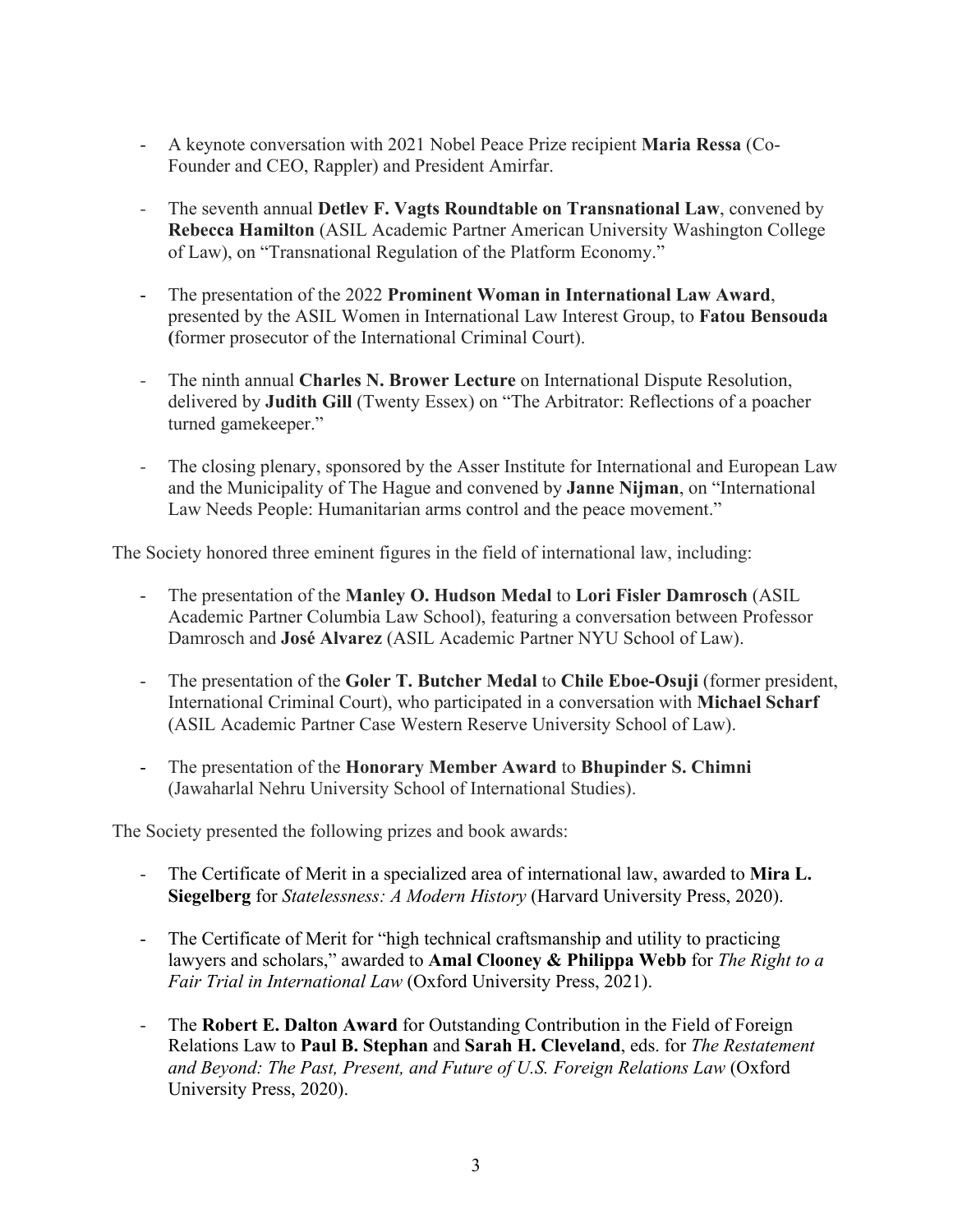- A keynote conversation with 2021 Nobel Peace Prize recipient **Maria Ressa** (Co-Founder and CEO, Rappler) and President Amirfar.

- The seventh annual **Detlev F. Vagts Roundtable on Transnational Law**, convened by **Rebecca Hamilton** (ASIL Academic Partner American University Washington College of Law), on "Transnational Regulation of the Platform Economy."

- The presentation of the 2022 **Prominent Woman in International Law Award**, presented by the ASIL Women in International Law Interest Group, to **Fatou Bensouda (**former prosecutor of the International Criminal Court).

- The ninth annual **Charles N. Brower Lecture** on International Dispute Resolution, delivered by **Judith Gill** (Twenty Essex) on "The Arbitrator: Reflections of a poacher turned gamekeeper."

- The closing plenary, sponsored by the Asser Institute for International and European Law and the Municipality of The Hague and convened by **Janne Nijman**, on "International Law Needs People: Humanitarian arms control and the peace movement."

The Society honored three eminent figures in the field of international law, including:

- The presentation of the **Manley O. Hudson Medal** to **Lori Fisler Damrosch** (ASIL Academic Partner Columbia Law School), featuring a conversation between Professor Damrosch and **José Alvarez** (ASIL Academic Partner NYU School of Law).

- The presentation of the **Goler T. Butcher Medal** to **Chile Eboe-Osuji** (former president, International Criminal Court), who participated in a conversation with **Michael Scharf** (ASIL Academic Partner Case Western Reserve University School of Law).

- The presentation of the **Honorary Member Award** to **Bhupinder S. Chimni** (Jawaharlal Nehru University School of International Studies).

The Society presented the following prizes and book awards:

- The Certificate of Merit in a specialized area of international law, awarded to **Mira L. Siegelberg** for *Statelessness: A Modern History* (Harvard University Press, 2020).

- The Certificate of Merit for "high technical craftsmanship and utility to practicing lawyers and scholars," awarded to **Amal Clooney & Philippa Webb** for *The Right to a Fair Trial in International Law* (Oxford University Press, 2021).

- The **Robert E. Dalton Award** for Outstanding Contribution in the Field of Foreign Relations Law to **Paul B. Stephan** and **Sarah H. Cleveland**, eds. for *The Restatement and Beyond: The Past, Present, and Future of U.S. Foreign Relations Law* (Oxford University Press, 2020).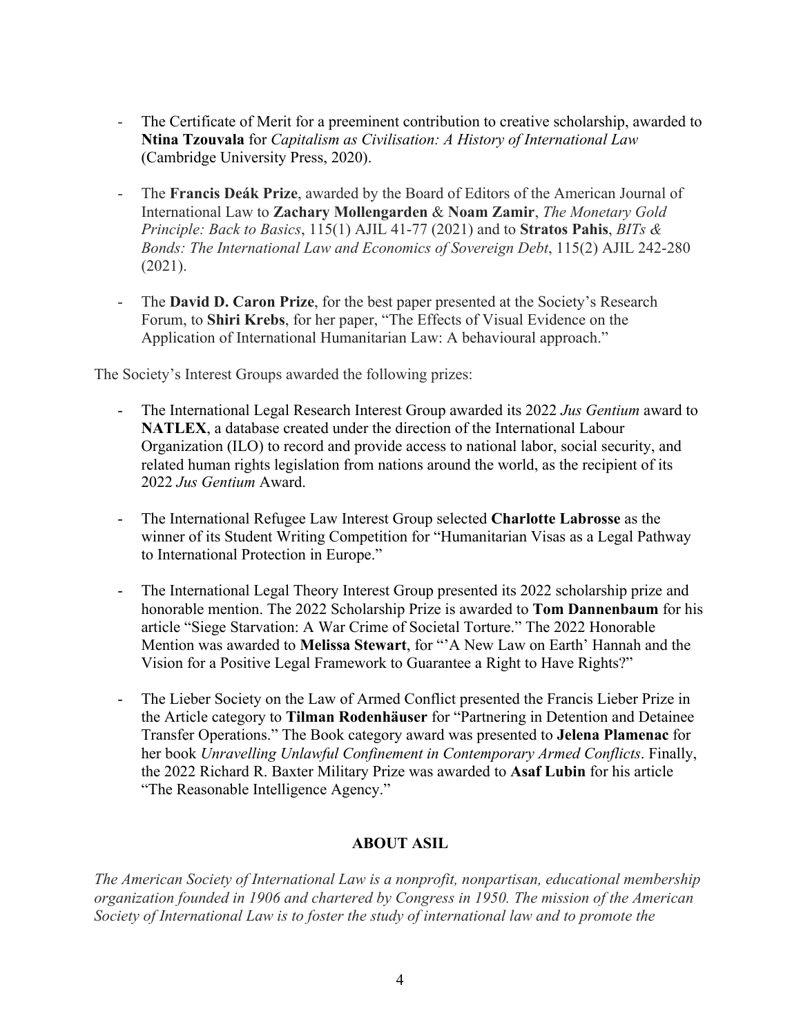- The Certificate of Merit for a preeminent contribution to creative scholarship, awarded to **Ntina Tzouvala** for *Capitalism as Civilisation: A History of International Law* (Cambridge University Press, 2020).

- The **Francis Deák Prize**, awarded by the Board of Editors of the American Journal of International Law to **Zachary Mollengarden** & **Noam Zamir**, *The Monetary Gold Principle: Back to Basics*, 115(1) AJIL 41-77 (2021) and to **Stratos Pahis**, *BITs & Bonds: The International Law and Economics of Sovereign Debt*, 115(2) AJIL 242-280 (2021).

- The **David D. Caron Prize**, for the best paper presented at the Society's Research Forum, to **Shiri Krebs**, for her paper, "The Effects of Visual Evidence on the Application of International Humanitarian Law: A behavioural approach."

The Society's Interest Groups awarded the following prizes:

- The International Legal Research Interest Group awarded its 2022 *Jus Gentium* award to **NATLEX**, a database created under the direction of the International Labour Organization (ILO) to record and provide access to national labor, social security, and related human rights legislation from nations around the world, as the recipient of its 2022 *Jus Gentium* Award.

- The International Refugee Law Interest Group selected **Charlotte Labrosse** as the winner of its Student Writing Competition for "Humanitarian Visas as a Legal Pathway to International Protection in Europe."

- The International Legal Theory Interest Group presented its 2022 scholarship prize and honorable mention. The 2022 Scholarship Prize is awarded to **Tom Dannenbaum** for his article "Siege Starvation: A War Crime of Societal Torture." The 2022 Honorable Mention was awarded to **Melissa Stewart**, for "'A New Law on Earth' Hannah and the Vision for a Positive Legal Framework to Guarantee a Right to Have Rights?"

- The Lieber Society on the Law of Armed Conflict presented the Francis Lieber Prize in the Article category to **Tilman Rodenhäuser** for "Partnering in Detention and Detainee Transfer Operations." The Book category award was presented to **Jelena Plamenac** for her book *Unravelling Unlawful Confinement in Contemporary Armed Conflicts*. Finally, the 2022 Richard R. Baxter Military Prize was awarded to **Asaf Lubin** for his article "The Reasonable Intelligence Agency."

## ABOUT ASIL

*The American Society of International Law is a nonprofit, nonpartisan, educational membership organization founded in 1906 and chartered by Congress in 1950. The mission of the American Society of International Law is to foster the study of international law and to promote the*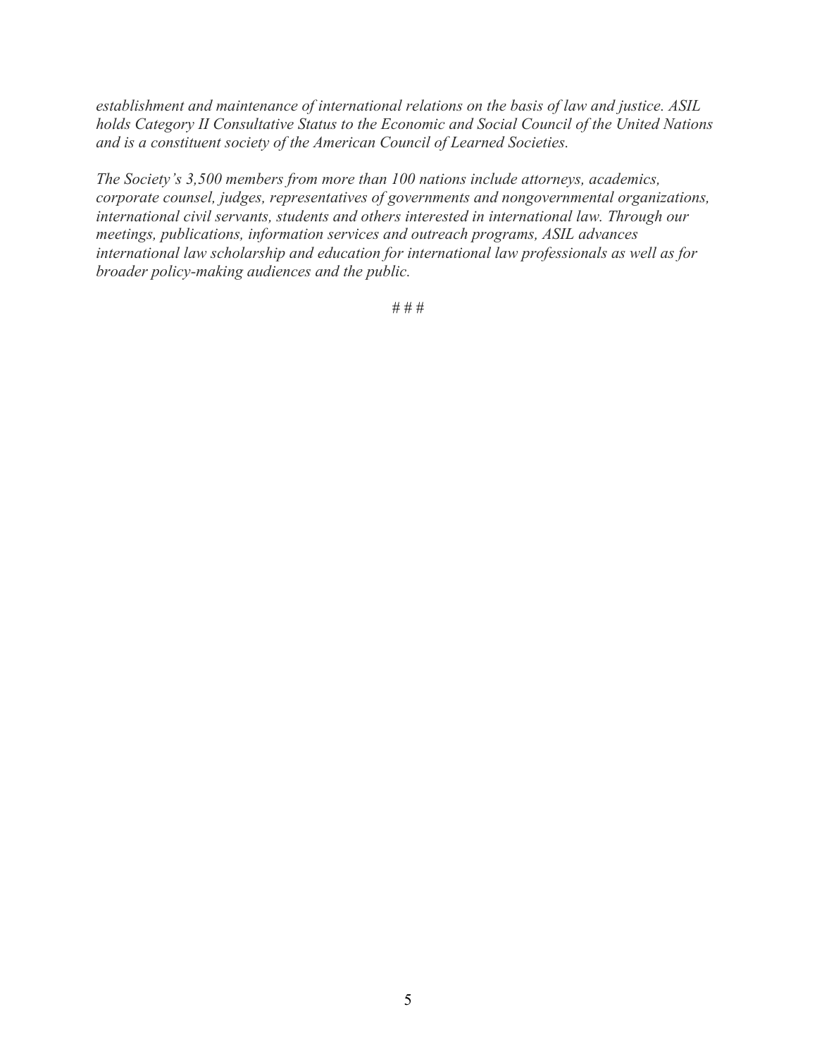*establishment and maintenance of international relations on the basis of law and justice. ASIL holds Category II Consultative Status to the Economic and Social Council of the United Nations and is a constituent society of the American Council of Learned Societies.*

*The Society's 3,500 members from more than 100 nations include attorneys, academics, corporate counsel, judges, representatives of governments and nongovernmental organizations, international civil servants, students and others interested in international law. Through our meetings, publications, information services and outreach programs, ASIL advances international law scholarship and education for international law professionals as well as for broader policy-making audiences and the public.*

# # #